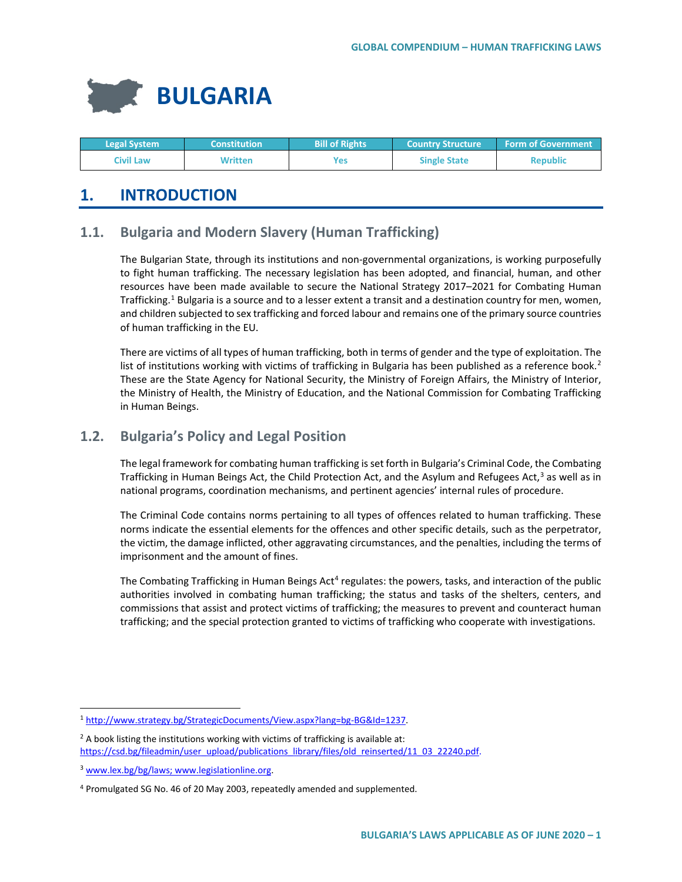# BULGARIA

| Legal System | Constitution | Bill of Rights | Country Structure | Form of Government |
|---|---|---|---|---|
| Civil Law | Written | Yes | Single State | Republic |

## 1. INTRODUCTION

### 1.1. Bulgaria and Modern Slavery (Human Trafficking)

The Bulgarian State, through its institutions and non-governmental organizations, is working purposefully to fight human trafficking. The necessary legislation has been adopted, and financial, human, and other resources have been made available to secure the National Strategy 2017–2021 for Combating Human Trafficking.[1] Bulgaria is a source and to a lesser extent a transit and a destination country for men, women, and children subjected to sex trafficking and forced labour and remains one of the primary source countries of human trafficking in the EU.

There are victims of all types of human trafficking, both in terms of gender and the type of exploitation. The list of institutions working with victims of trafficking in Bulgaria has been published as a reference book.[2] These are the State Agency for National Security, the Ministry of Foreign Affairs, the Ministry of Interior, the Ministry of Health, the Ministry of Education, and the National Commission for Combating Trafficking in Human Beings.

### 1.2. Bulgaria's Policy and Legal Position

The legal framework for combating human trafficking is set forth in Bulgaria's Criminal Code, the Combating Trafficking in Human Beings Act, the Child Protection Act, and the Asylum and Refugees Act,[3] as well as in national programs, coordination mechanisms, and pertinent agencies' internal rules of procedure.

The Criminal Code contains norms pertaining to all types of offences related to human trafficking. These norms indicate the essential elements for the offences and other specific details, such as the perpetrator, the victim, the damage inflicted, other aggravating circumstances, and the penalties, including the terms of imprisonment and the amount of fines.

The Combating Trafficking in Human Beings Act[4] regulates: the powers, tasks, and interaction of the public authorities involved in combating human trafficking; the status and tasks of the shelters, centers, and commissions that assist and protect victims of trafficking; the measures to prevent and counteract human trafficking; and the special protection granted to victims of trafficking who cooperate with investigations.

---

[1] http://www.strategy.bg/StrategicDocuments/View.aspx?lang=bg-BG&Id=1237.

[2] A book listing the institutions working with victims of trafficking is available at: https://csd.bg/fileadmin/user_upload/publications_library/files/old_reinserted/11_03_22240.pdf.

[3] www.lex.bg/bg/laws; www.legislationline.org.

[4] Promulgated SG No. 46 of 20 May 2003, repeatedly amended and supplemented.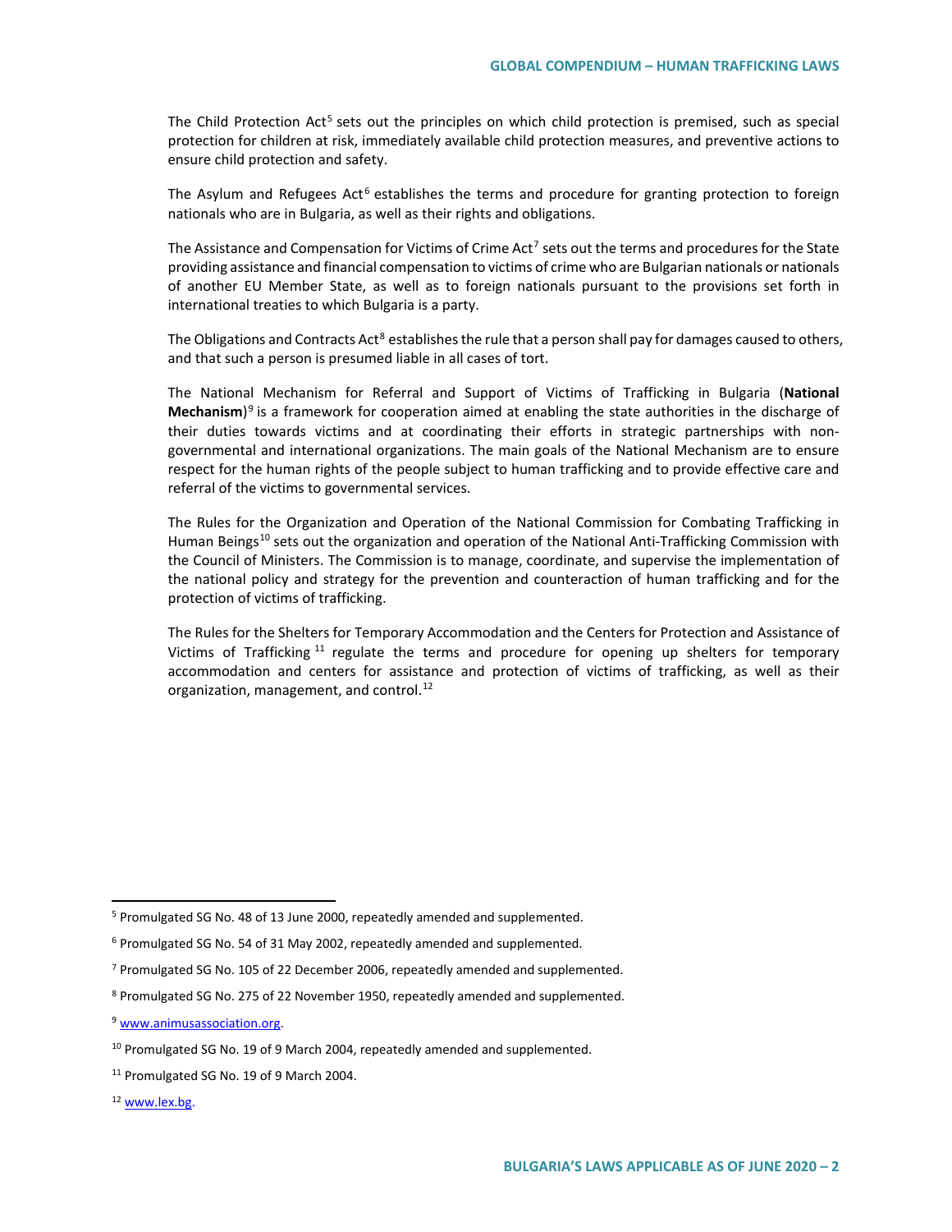The Child Protection Act[5] sets out the principles on which child protection is premised, such as special protection for children at risk, immediately available child protection measures, and preventive actions to ensure child protection and safety.

The Asylum and Refugees Act[6] establishes the terms and procedure for granting protection to foreign nationals who are in Bulgaria, as well as their rights and obligations.

The Assistance and Compensation for Victims of Crime Act[7] sets out the terms and procedures for the State providing assistance and financial compensation to victims of crime who are Bulgarian nationals or nationals of another EU Member State, as well as to foreign nationals pursuant to the provisions set forth in international treaties to which Bulgaria is a party.

The Obligations and Contracts Act[8] establishes the rule that a person shall pay for damages caused to others, and that such a person is presumed liable in all cases of tort.

The National Mechanism for Referral and Support of Victims of Trafficking in Bulgaria (**National Mechanism**)[9] is a framework for cooperation aimed at enabling the state authorities in the discharge of their duties towards victims and at coordinating their efforts in strategic partnerships with non-governmental and international organizations. The main goals of the National Mechanism are to ensure respect for the human rights of the people subject to human trafficking and to provide effective care and referral of the victims to governmental services.

The Rules for the Organization and Operation of the National Commission for Combating Trafficking in Human Beings[10] sets out the organization and operation of the National Anti-Trafficking Commission with the Council of Ministers. The Commission is to manage, coordinate, and supervise the implementation of the national policy and strategy for the prevention and counteraction of human trafficking and for the protection of victims of trafficking.

The Rules for the Shelters for Temporary Accommodation and the Centers for Protection and Assistance of Victims of Trafficking[11] regulate the terms and procedure for opening up shelters for temporary accommodation and centers for assistance and protection of victims of trafficking, as well as their organization, management, and control.[12]

---

[5] Promulgated SG No. 48 of 13 June 2000, repeatedly amended and supplemented.

[6] Promulgated SG No. 54 of 31 May 2002, repeatedly amended and supplemented.

[7] Promulgated SG No. 105 of 22 December 2006, repeatedly amended and supplemented.

[8] Promulgated SG No. 275 of 22 November 1950, repeatedly amended and supplemented.

[9] www.animusassociation.org.

[10] Promulgated SG No. 19 of 9 March 2004, repeatedly amended and supplemented.

[11] Promulgated SG No. 19 of 9 March 2004.

[12] www.lex.bg.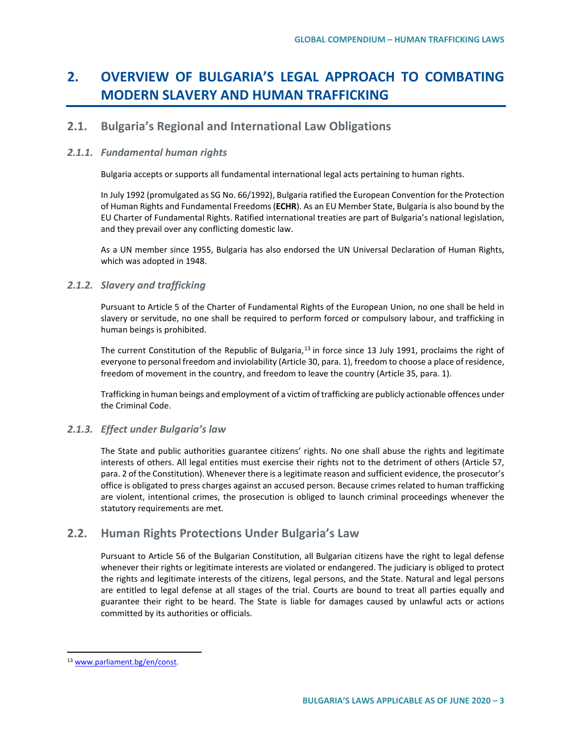# 2. OVERVIEW OF BULGARIA'S LEGAL APPROACH TO COMBATING MODERN SLAVERY AND HUMAN TRAFFICKING

## 2.1. Bulgaria's Regional and International Law Obligations

### *2.1.1. Fundamental human rights*

Bulgaria accepts or supports all fundamental international legal acts pertaining to human rights.

In July 1992 (promulgated as SG No. 66/1992), Bulgaria ratified the European Convention for the Protection of Human Rights and Fundamental Freedoms (**ECHR**). As an EU Member State, Bulgaria is also bound by the EU Charter of Fundamental Rights. Ratified international treaties are part of Bulgaria's national legislation, and they prevail over any conflicting domestic law.

As a UN member since 1955, Bulgaria has also endorsed the UN Universal Declaration of Human Rights, which was adopted in 1948.

### *2.1.2. Slavery and trafficking*

Pursuant to Article 5 of the Charter of Fundamental Rights of the European Union, no one shall be held in slavery or servitude, no one shall be required to perform forced or compulsory labour, and trafficking in human beings is prohibited.

The current Constitution of the Republic of Bulgaria,[13] in force since 13 July 1991, proclaims the right of everyone to personal freedom and inviolability (Article 30, para. 1), freedom to choose a place of residence, freedom of movement in the country, and freedom to leave the country (Article 35, para. 1).

Trafficking in human beings and employment of a victim of trafficking are publicly actionable offences under the Criminal Code.

### *2.1.3. Effect under Bulgaria's law*

The State and public authorities guarantee citizens' rights. No one shall abuse the rights and legitimate interests of others. All legal entities must exercise their rights not to the detriment of others (Article 57, para. 2 of the Constitution). Whenever there is a legitimate reason and sufficient evidence, the prosecutor's office is obligated to press charges against an accused person. Because crimes related to human trafficking are violent, intentional crimes, the prosecution is obliged to launch criminal proceedings whenever the statutory requirements are met.

## 2.2. Human Rights Protections Under Bulgaria's Law

Pursuant to Article 56 of the Bulgarian Constitution, all Bulgarian citizens have the right to legal defense whenever their rights or legitimate interests are violated or endangered. The judiciary is obliged to protect the rights and legitimate interests of the citizens, legal persons, and the State. Natural and legal persons are entitled to legal defense at all stages of the trial. Courts are bound to treat all parties equally and guarantee their right to be heard. The State is liable for damages caused by unlawful acts or actions committed by its authorities or officials.

---

[13] www.parliament.bg/en/const.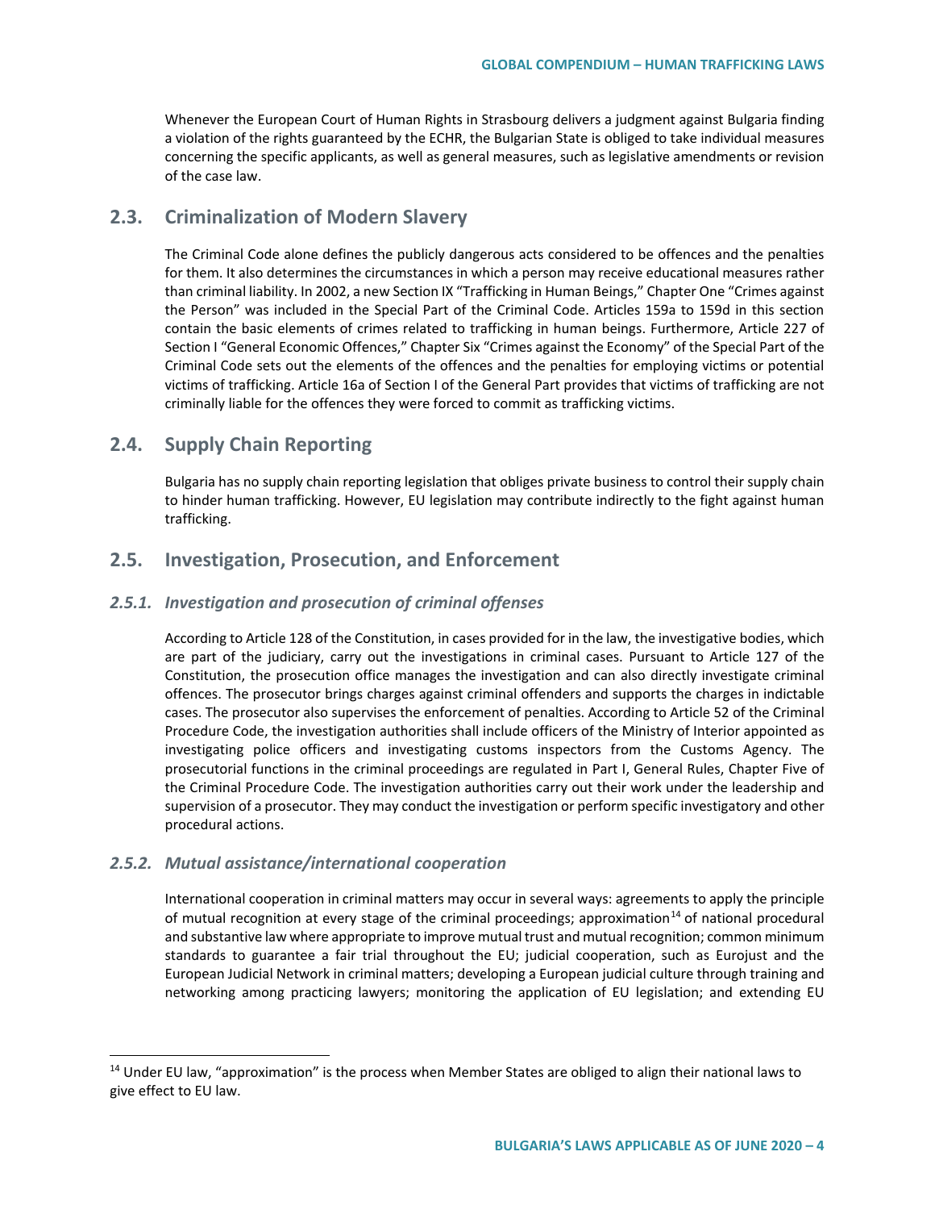Whenever the European Court of Human Rights in Strasbourg delivers a judgment against Bulgaria finding a violation of the rights guaranteed by the ECHR, the Bulgarian State is obliged to take individual measures concerning the specific applicants, as well as general measures, such as legislative amendments or revision of the case law.

## 2.3. Criminalization of Modern Slavery

The Criminal Code alone defines the publicly dangerous acts considered to be offences and the penalties for them. It also determines the circumstances in which a person may receive educational measures rather than criminal liability. In 2002, a new Section IX "Trafficking in Human Beings," Chapter One "Crimes against the Person" was included in the Special Part of the Criminal Code. Articles 159a to 159d in this section contain the basic elements of crimes related to trafficking in human beings. Furthermore, Article 227 of Section I "General Economic Offences," Chapter Six "Crimes against the Economy" of the Special Part of the Criminal Code sets out the elements of the offences and the penalties for employing victims or potential victims of trafficking. Article 16a of Section I of the General Part provides that victims of trafficking are not criminally liable for the offences they were forced to commit as trafficking victims.

## 2.4. Supply Chain Reporting

Bulgaria has no supply chain reporting legislation that obliges private business to control their supply chain to hinder human trafficking. However, EU legislation may contribute indirectly to the fight against human trafficking.

## 2.5. Investigation, Prosecution, and Enforcement

### *2.5.1. Investigation and prosecution of criminal offenses*

According to Article 128 of the Constitution, in cases provided for in the law, the investigative bodies, which are part of the judiciary, carry out the investigations in criminal cases. Pursuant to Article 127 of the Constitution, the prosecution office manages the investigation and can also directly investigate criminal offences. The prosecutor brings charges against criminal offenders and supports the charges in indictable cases. The prosecutor also supervises the enforcement of penalties. According to Article 52 of the Criminal Procedure Code, the investigation authorities shall include officers of the Ministry of Interior appointed as investigating police officers and investigating customs inspectors from the Customs Agency. The prosecutorial functions in the criminal proceedings are regulated in Part I, General Rules, Chapter Five of the Criminal Procedure Code. The investigation authorities carry out their work under the leadership and supervision of a prosecutor. They may conduct the investigation or perform specific investigatory and other procedural actions.

### *2.5.2. Mutual assistance/international cooperation*

International cooperation in criminal matters may occur in several ways: agreements to apply the principle of mutual recognition at every stage of the criminal proceedings; approximation[14] of national procedural and substantive law where appropriate to improve mutual trust and mutual recognition; common minimum standards to guarantee a fair trial throughout the EU; judicial cooperation, such as Eurojust and the European Judicial Network in criminal matters; developing a European judicial culture through training and networking among practicing lawyers; monitoring the application of EU legislation; and extending EU

---

[14] Under EU law, "approximation" is the process when Member States are obliged to align their national laws to give effect to EU law.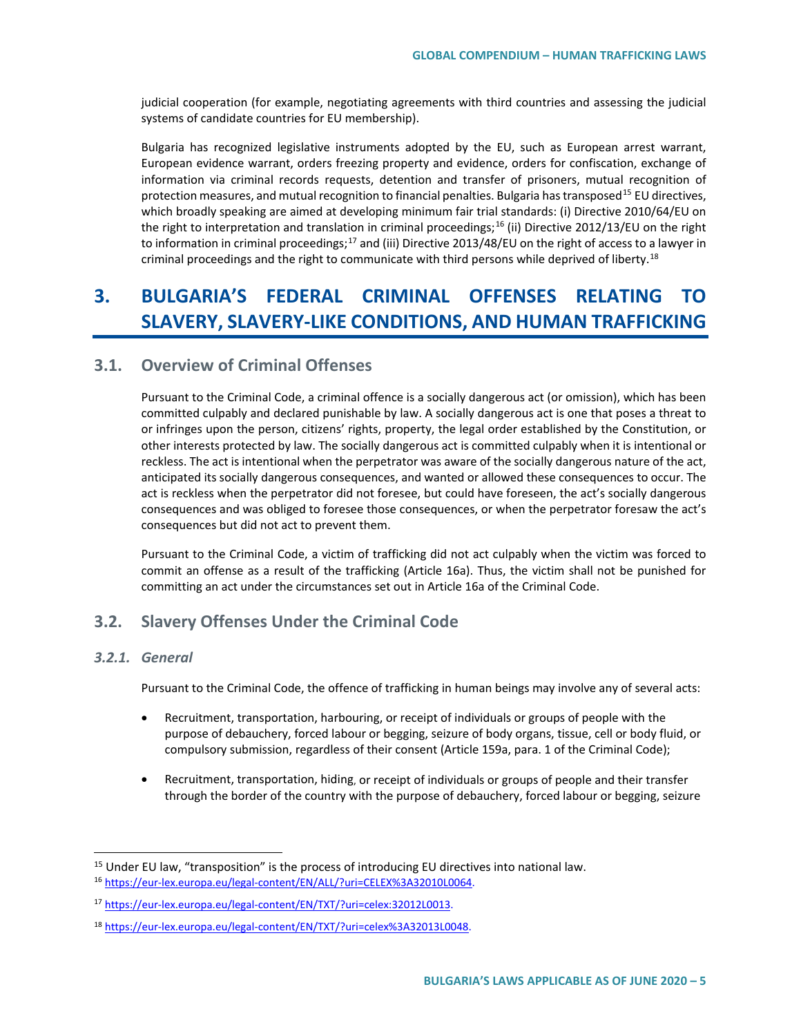judicial cooperation (for example, negotiating agreements with third countries and assessing the judicial systems of candidate countries for EU membership).

Bulgaria has recognized legislative instruments adopted by the EU, such as European arrest warrant, European evidence warrant, orders freezing property and evidence, orders for confiscation, exchange of information via criminal records requests, detention and transfer of prisoners, mutual recognition of protection measures, and mutual recognition to financial penalties. Bulgaria has transposed[15] EU directives, which broadly speaking are aimed at developing minimum fair trial standards: (i) Directive 2010/64/EU on the right to interpretation and translation in criminal proceedings;[16] (ii) Directive 2012/13/EU on the right to information in criminal proceedings;[17] and (iii) Directive 2013/48/EU on the right of access to a lawyer in criminal proceedings and the right to communicate with third persons while deprived of liberty.[18]

# 3. BULGARIA'S FEDERAL CRIMINAL OFFENSES RELATING TO SLAVERY, SLAVERY-LIKE CONDITIONS, AND HUMAN TRAFFICKING

## 3.1. Overview of Criminal Offenses

Pursuant to the Criminal Code, a criminal offence is a socially dangerous act (or omission), which has been committed culpably and declared punishable by law. A socially dangerous act is one that poses a threat to or infringes upon the person, citizens' rights, property, the legal order established by the Constitution, or other interests protected by law. The socially dangerous act is committed culpably when it is intentional or reckless. The act is intentional when the perpetrator was aware of the socially dangerous nature of the act, anticipated its socially dangerous consequences, and wanted or allowed these consequences to occur. The act is reckless when the perpetrator did not foresee, but could have foreseen, the act's socially dangerous consequences and was obliged to foresee those consequences, or when the perpetrator foresaw the act's consequences but did not act to prevent them.

Pursuant to the Criminal Code, a victim of trafficking did not act culpably when the victim was forced to commit an offense as a result of the trafficking (Article 16a). Thus, the victim shall not be punished for committing an act under the circumstances set out in Article 16a of the Criminal Code.

## 3.2. Slavery Offenses Under the Criminal Code

### *3.2.1. General*

Pursuant to the Criminal Code, the offence of trafficking in human beings may involve any of several acts:

- Recruitment, transportation, harbouring, or receipt of individuals or groups of people with the purpose of debauchery, forced labour or begging, seizure of body organs, tissue, cell or body fluid, or compulsory submission, regardless of their consent (Article 159a, para. 1 of the Criminal Code);
- Recruitment, transportation, hiding, or receipt of individuals or groups of people and their transfer through the border of the country with the purpose of debauchery, forced labour or begging, seizure

---

[15] Under EU law, "transposition" is the process of introducing EU directives into national law.

[16] https://eur-lex.europa.eu/legal-content/EN/ALL/?uri=CELEX%3A32010L0064.

[17] https://eur-lex.europa.eu/legal-content/EN/TXT/?uri=celex:32012L0013.

[18] https://eur-lex.europa.eu/legal-content/EN/TXT/?uri=celex%3A32013L0048.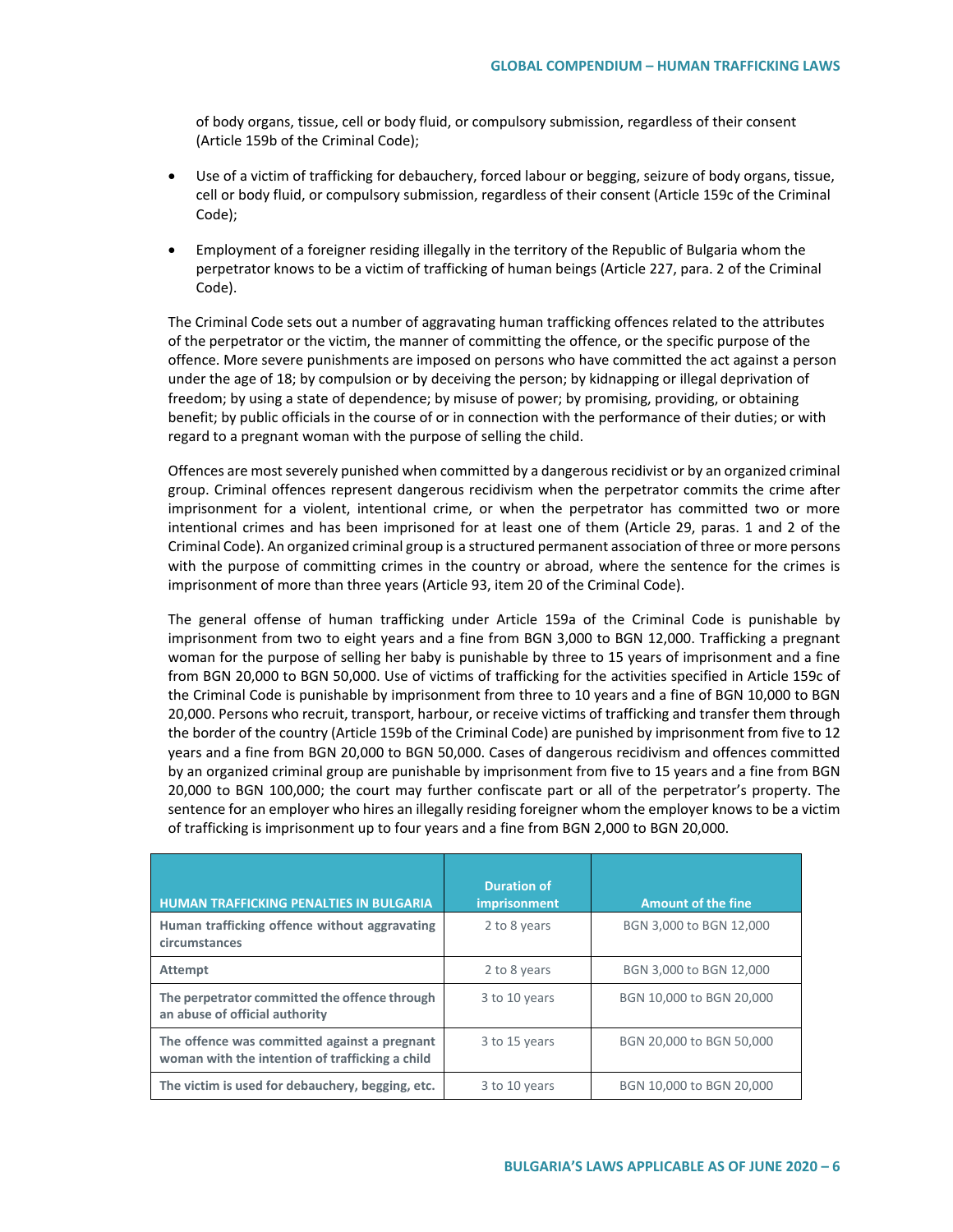of body organs, tissue, cell or body fluid, or compulsory submission, regardless of their consent (Article 159b of the Criminal Code);

- Use of a victim of trafficking for debauchery, forced labour or begging, seizure of body organs, tissue, cell or body fluid, or compulsory submission, regardless of their consent (Article 159c of the Criminal Code);
- Employment of a foreigner residing illegally in the territory of the Republic of Bulgaria whom the perpetrator knows to be a victim of trafficking of human beings (Article 227, para. 2 of the Criminal Code).

The Criminal Code sets out a number of aggravating human trafficking offences related to the attributes of the perpetrator or the victim, the manner of committing the offence, or the specific purpose of the offence. More severe punishments are imposed on persons who have committed the act against a person under the age of 18; by compulsion or by deceiving the person; by kidnapping or illegal deprivation of freedom; by using a state of dependence; by misuse of power; by promising, providing, or obtaining benefit; by public officials in the course of or in connection with the performance of their duties; or with regard to a pregnant woman with the purpose of selling the child.

Offences are most severely punished when committed by a dangerous recidivist or by an organized criminal group. Criminal offences represent dangerous recidivism when the perpetrator commits the crime after imprisonment for a violent, intentional crime, or when the perpetrator has committed two or more intentional crimes and has been imprisoned for at least one of them (Article 29, paras. 1 and 2 of the Criminal Code). An organized criminal group is a structured permanent association of three or more persons with the purpose of committing crimes in the country or abroad, where the sentence for the crimes is imprisonment of more than three years (Article 93, item 20 of the Criminal Code).

The general offense of human trafficking under Article 159a of the Criminal Code is punishable by imprisonment from two to eight years and a fine from BGN 3,000 to BGN 12,000. Trafficking a pregnant woman for the purpose of selling her baby is punishable by three to 15 years of imprisonment and a fine from BGN 20,000 to BGN 50,000. Use of victims of trafficking for the activities specified in Article 159c of the Criminal Code is punishable by imprisonment from three to 10 years and a fine of BGN 10,000 to BGN 20,000. Persons who recruit, transport, harbour, or receive victims of trafficking and transfer them through the border of the country (Article 159b of the Criminal Code) are punished by imprisonment from five to 12 years and a fine from BGN 20,000 to BGN 50,000. Cases of dangerous recidivism and offences committed by an organized criminal group are punishable by imprisonment from five to 15 years and a fine from BGN 20,000 to BGN 100,000; the court may further confiscate part or all of the perpetrator's property. The sentence for an employer who hires an illegally residing foreigner whom the employer knows to be a victim of trafficking is imprisonment up to four years and a fine from BGN 2,000 to BGN 20,000.

| HUMAN TRAFFICKING PENALTIES IN BULGARIA | Duration of imprisonment | Amount of the fine |
|---|---|---|
| Human trafficking offence without aggravating circumstances | 2 to 8 years | BGN 3,000 to BGN 12,000 |
| Attempt | 2 to 8 years | BGN 3,000 to BGN 12,000 |
| The perpetrator committed the offence through an abuse of official authority | 3 to 10 years | BGN 10,000 to BGN 20,000 |
| The offence was committed against a pregnant woman with the intention of trafficking a child | 3 to 15 years | BGN 20,000 to BGN 50,000 |
| The victim is used for debauchery, begging, etc. | 3 to 10 years | BGN 10,000 to BGN 20,000 |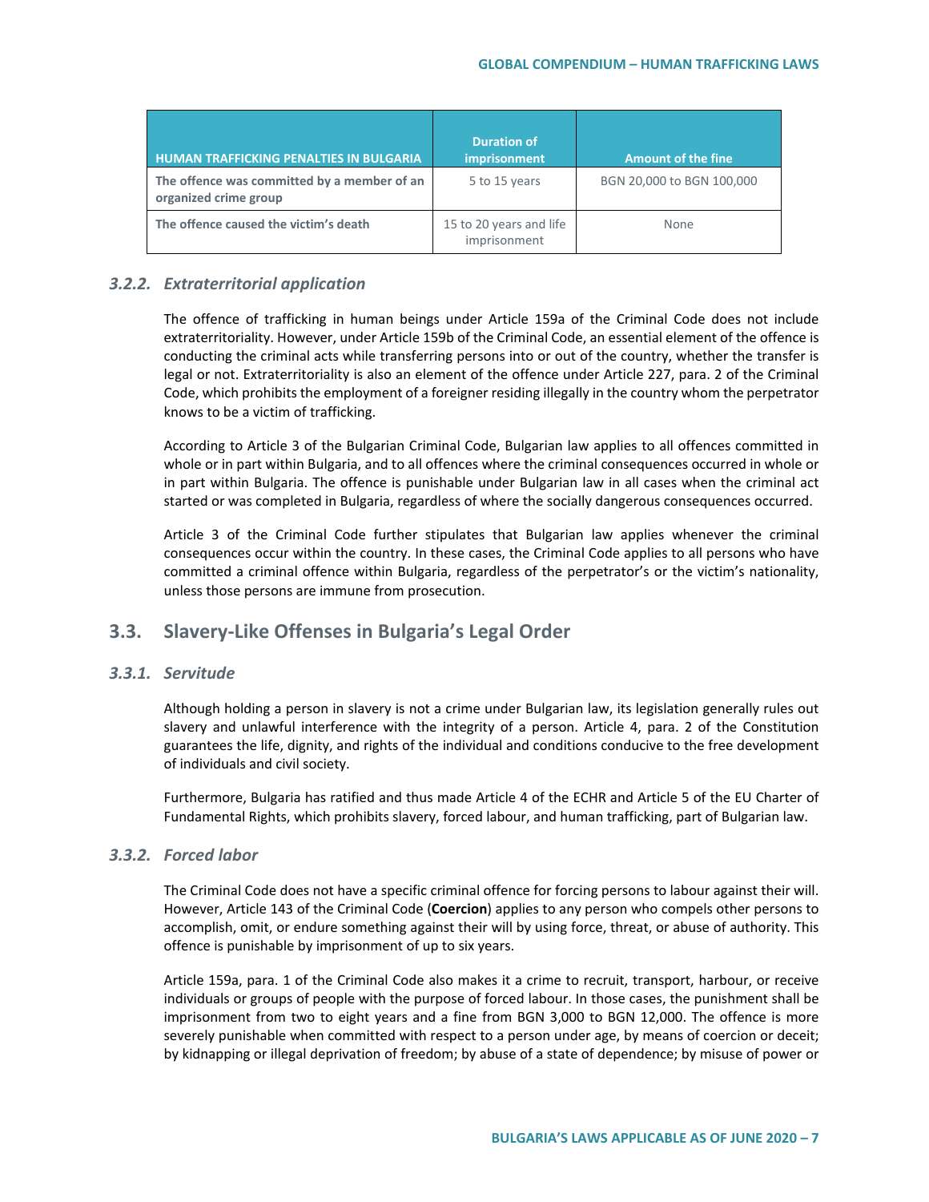| HUMAN TRAFFICKING PENALTIES IN BULGARIA | Duration of imprisonment | Amount of the fine |
|---|---|---|
| **The offence was committed by a member of an organized crime group** | 5 to 15 years | BGN 20,000 to BGN 100,000 |
| **The offence caused the victim's death** | 15 to 20 years and life imprisonment | None |

### *3.2.2. Extraterritorial application*

The offence of trafficking in human beings under Article 159a of the Criminal Code does not include extraterritoriality. However, under Article 159b of the Criminal Code, an essential element of the offence is conducting the criminal acts while transferring persons into or out of the country, whether the transfer is legal or not. Extraterritoriality is also an element of the offence under Article 227, para. 2 of the Criminal Code, which prohibits the employment of a foreigner residing illegally in the country whom the perpetrator knows to be a victim of trafficking.

According to Article 3 of the Bulgarian Criminal Code, Bulgarian law applies to all offences committed in whole or in part within Bulgaria, and to all offences where the criminal consequences occurred in whole or in part within Bulgaria. The offence is punishable under Bulgarian law in all cases when the criminal act started or was completed in Bulgaria, regardless of where the socially dangerous consequences occurred.

Article 3 of the Criminal Code further stipulates that Bulgarian law applies whenever the criminal consequences occur within the country. In these cases, the Criminal Code applies to all persons who have committed a criminal offence within Bulgaria, regardless of the perpetrator's or the victim's nationality, unless those persons are immune from prosecution.

## 3.3. Slavery-Like Offenses in Bulgaria's Legal Order

### *3.3.1. Servitude*

Although holding a person in slavery is not a crime under Bulgarian law, its legislation generally rules out slavery and unlawful interference with the integrity of a person. Article 4, para. 2 of the Constitution guarantees the life, dignity, and rights of the individual and conditions conducive to the free development of individuals and civil society.

Furthermore, Bulgaria has ratified and thus made Article 4 of the ECHR and Article 5 of the EU Charter of Fundamental Rights, which prohibits slavery, forced labour, and human trafficking, part of Bulgarian law.

### *3.3.2. Forced labor*

The Criminal Code does not have a specific criminal offence for forcing persons to labour against their will. However, Article 143 of the Criminal Code (**Coercion**) applies to any person who compels other persons to accomplish, omit, or endure something against their will by using force, threat, or abuse of authority. This offence is punishable by imprisonment of up to six years.

Article 159a, para. 1 of the Criminal Code also makes it a crime to recruit, transport, harbour, or receive individuals or groups of people with the purpose of forced labour. In those cases, the punishment shall be imprisonment from two to eight years and a fine from BGN 3,000 to BGN 12,000. The offence is more severely punishable when committed with respect to a person under age, by means of coercion or deceit; by kidnapping or illegal deprivation of freedom; by abuse of a state of dependence; by misuse of power or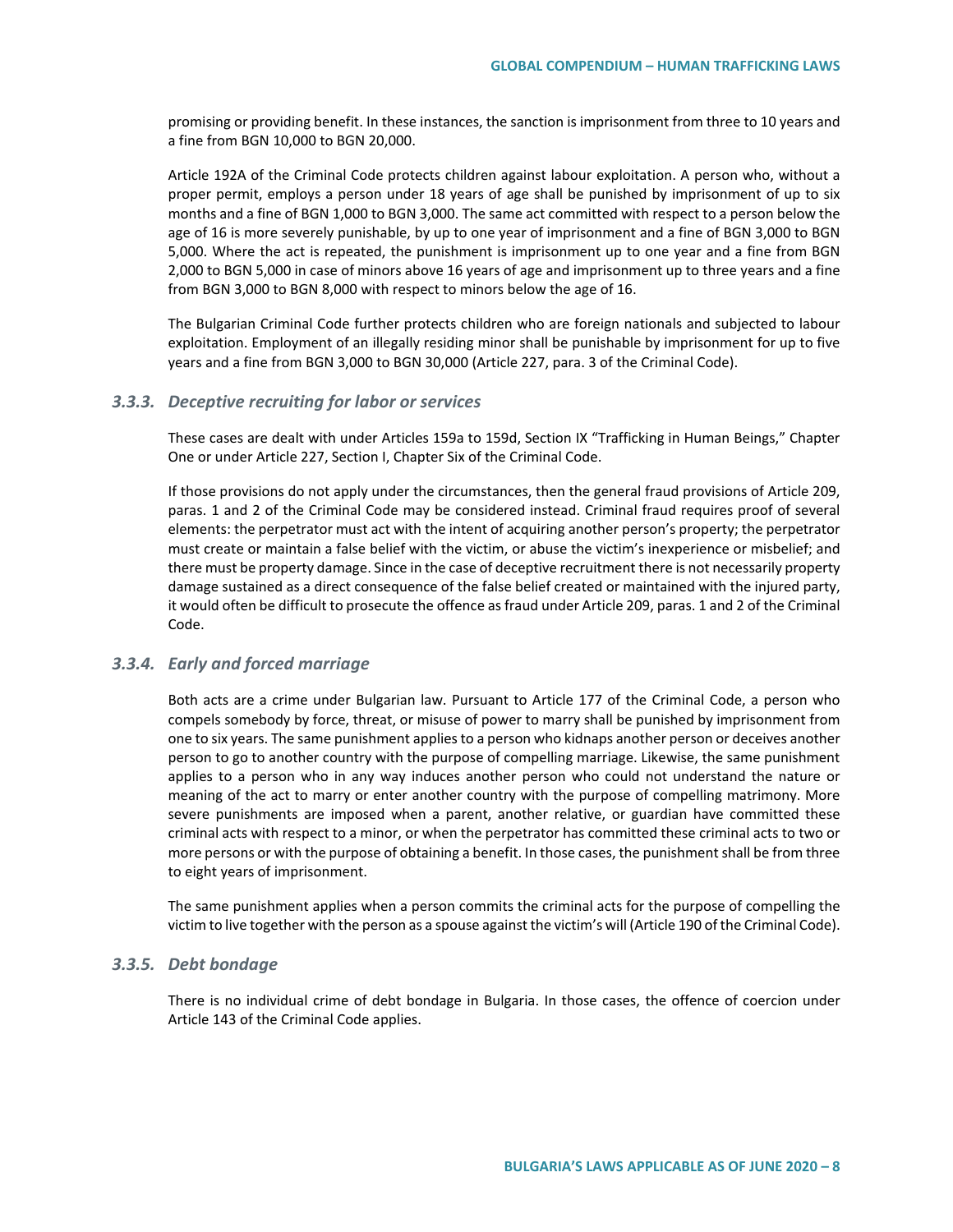promising or providing benefit. In these instances, the sanction is imprisonment from three to 10 years and a fine from BGN 10,000 to BGN 20,000.

Article 192A of the Criminal Code protects children against labour exploitation. A person who, without a proper permit, employs a person under 18 years of age shall be punished by imprisonment of up to six months and a fine of BGN 1,000 to BGN 3,000. The same act committed with respect to a person below the age of 16 is more severely punishable, by up to one year of imprisonment and a fine of BGN 3,000 to BGN 5,000. Where the act is repeated, the punishment is imprisonment up to one year and a fine from BGN 2,000 to BGN 5,000 in case of minors above 16 years of age and imprisonment up to three years and a fine from BGN 3,000 to BGN 8,000 with respect to minors below the age of 16.

The Bulgarian Criminal Code further protects children who are foreign nationals and subjected to labour exploitation. Employment of an illegally residing minor shall be punishable by imprisonment for up to five years and a fine from BGN 3,000 to BGN 30,000 (Article 227, para. 3 of the Criminal Code).

### *3.3.3. Deceptive recruiting for labor or services*

These cases are dealt with under Articles 159a to 159d, Section IX "Trafficking in Human Beings," Chapter One or under Article 227, Section I, Chapter Six of the Criminal Code.

If those provisions do not apply under the circumstances, then the general fraud provisions of Article 209, paras. 1 and 2 of the Criminal Code may be considered instead. Criminal fraud requires proof of several elements: the perpetrator must act with the intent of acquiring another person's property; the perpetrator must create or maintain a false belief with the victim, or abuse the victim's inexperience or misbelief; and there must be property damage. Since in the case of deceptive recruitment there is not necessarily property damage sustained as a direct consequence of the false belief created or maintained with the injured party, it would often be difficult to prosecute the offence as fraud under Article 209, paras. 1 and 2 of the Criminal Code.

### *3.3.4. Early and forced marriage*

Both acts are a crime under Bulgarian law. Pursuant to Article 177 of the Criminal Code, a person who compels somebody by force, threat, or misuse of power to marry shall be punished by imprisonment from one to six years. The same punishment applies to a person who kidnaps another person or deceives another person to go to another country with the purpose of compelling marriage. Likewise, the same punishment applies to a person who in any way induces another person who could not understand the nature or meaning of the act to marry or enter another country with the purpose of compelling matrimony. More severe punishments are imposed when a parent, another relative, or guardian have committed these criminal acts with respect to a minor, or when the perpetrator has committed these criminal acts to two or more persons or with the purpose of obtaining a benefit. In those cases, the punishment shall be from three to eight years of imprisonment.

The same punishment applies when a person commits the criminal acts for the purpose of compelling the victim to live together with the person as a spouse against the victim's will (Article 190 of the Criminal Code).

### *3.3.5. Debt bondage*

There is no individual crime of debt bondage in Bulgaria. In those cases, the offence of coercion under Article 143 of the Criminal Code applies.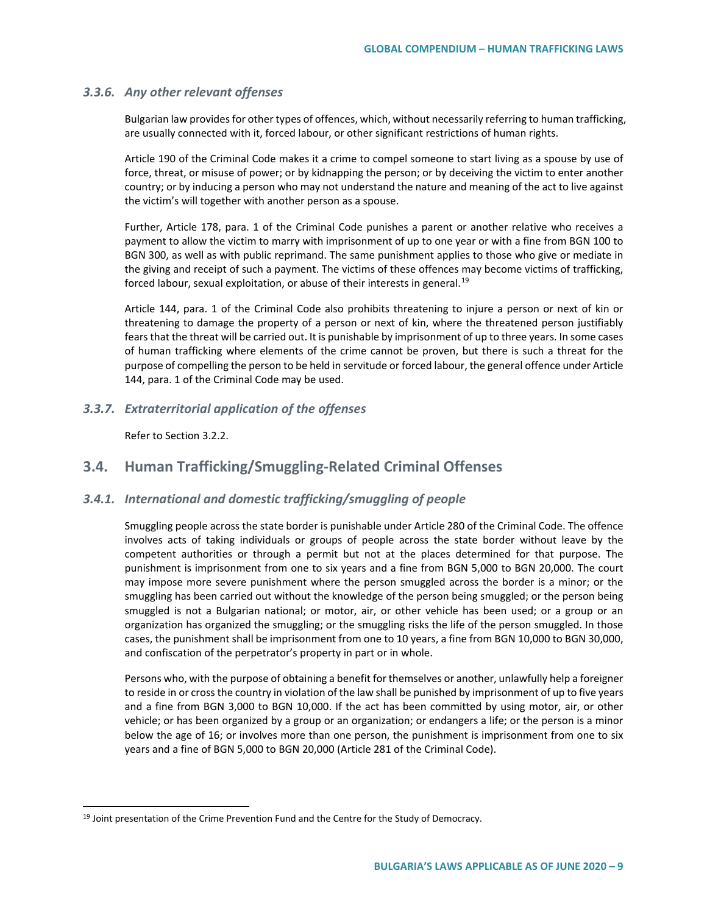### *3.3.6. Any other relevant offenses*

Bulgarian law provides for other types of offences, which, without necessarily referring to human trafficking, are usually connected with it, forced labour, or other significant restrictions of human rights.

Article 190 of the Criminal Code makes it a crime to compel someone to start living as a spouse by use of force, threat, or misuse of power; or by kidnapping the person; or by deceiving the victim to enter another country; or by inducing a person who may not understand the nature and meaning of the act to live against the victim's will together with another person as a spouse.

Further, Article 178, para. 1 of the Criminal Code punishes a parent or another relative who receives a payment to allow the victim to marry with imprisonment of up to one year or with a fine from BGN 100 to BGN 300, as well as with public reprimand. The same punishment applies to those who give or mediate in the giving and receipt of such a payment. The victims of these offences may become victims of trafficking, forced labour, sexual exploitation, or abuse of their interests in general.[19]

Article 144, para. 1 of the Criminal Code also prohibits threatening to injure a person or next of kin or threatening to damage the property of a person or next of kin, where the threatened person justifiably fears that the threat will be carried out. It is punishable by imprisonment of up to three years. In some cases of human trafficking where elements of the crime cannot be proven, but there is such a threat for the purpose of compelling the person to be held in servitude or forced labour, the general offence under Article 144, para. 1 of the Criminal Code may be used.

### *3.3.7. Extraterritorial application of the offenses*

Refer to Section 3.2.2.

## 3.4. Human Trafficking/Smuggling-Related Criminal Offenses

### *3.4.1. International and domestic trafficking/smuggling of people*

Smuggling people across the state border is punishable under Article 280 of the Criminal Code. The offence involves acts of taking individuals or groups of people across the state border without leave by the competent authorities or through a permit but not at the places determined for that purpose. The punishment is imprisonment from one to six years and a fine from BGN 5,000 to BGN 20,000. The court may impose more severe punishment where the person smuggled across the border is a minor; or the smuggling has been carried out without the knowledge of the person being smuggled; or the person being smuggled is not a Bulgarian national; or motor, air, or other vehicle has been used; or a group or an organization has organized the smuggling; or the smuggling risks the life of the person smuggled. In those cases, the punishment shall be imprisonment from one to 10 years, a fine from BGN 10,000 to BGN 30,000, and confiscation of the perpetrator's property in part or in whole.

Persons who, with the purpose of obtaining a benefit for themselves or another, unlawfully help a foreigner to reside in or cross the country in violation of the law shall be punished by imprisonment of up to five years and a fine from BGN 3,000 to BGN 10,000. If the act has been committed by using motor, air, or other vehicle; or has been organized by a group or an organization; or endangers a life; or the person is a minor below the age of 16; or involves more than one person, the punishment is imprisonment from one to six years and a fine of BGN 5,000 to BGN 20,000 (Article 281 of the Criminal Code).

---

[19] Joint presentation of the Crime Prevention Fund and the Centre for the Study of Democracy.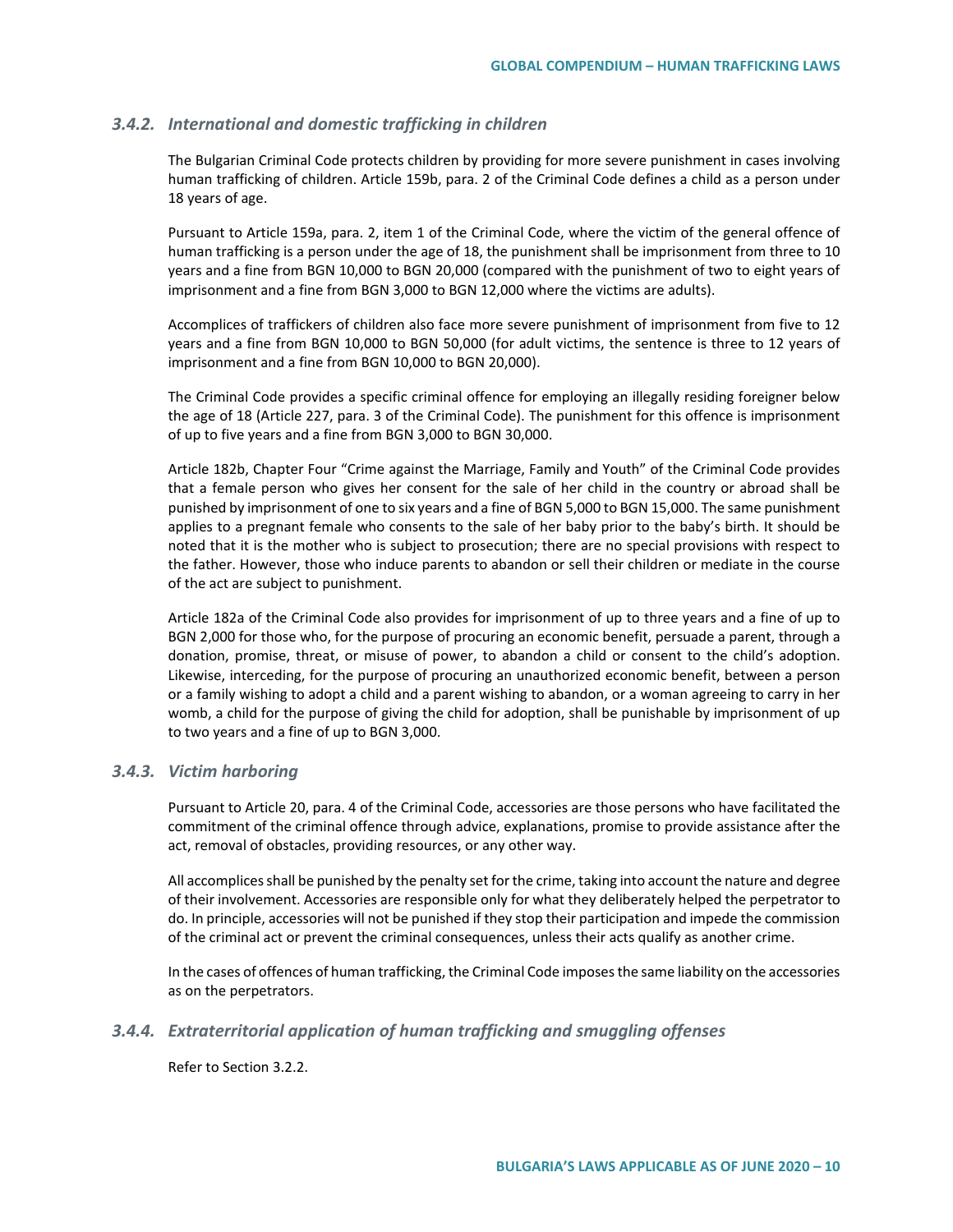### 3.4.2. *International and domestic trafficking in children*

The Bulgarian Criminal Code protects children by providing for more severe punishment in cases involving human trafficking of children. Article 159b, para. 2 of the Criminal Code defines a child as a person under 18 years of age.

Pursuant to Article 159a, para. 2, item 1 of the Criminal Code, where the victim of the general offence of human trafficking is a person under the age of 18, the punishment shall be imprisonment from three to 10 years and a fine from BGN 10,000 to BGN 20,000 (compared with the punishment of two to eight years of imprisonment and a fine from BGN 3,000 to BGN 12,000 where the victims are adults).

Accomplices of traffickers of children also face more severe punishment of imprisonment from five to 12 years and a fine from BGN 10,000 to BGN 50,000 (for adult victims, the sentence is three to 12 years of imprisonment and a fine from BGN 10,000 to BGN 20,000).

The Criminal Code provides a specific criminal offence for employing an illegally residing foreigner below the age of 18 (Article 227, para. 3 of the Criminal Code). The punishment for this offence is imprisonment of up to five years and a fine from BGN 3,000 to BGN 30,000.

Article 182b, Chapter Four "Crime against the Marriage, Family and Youth" of the Criminal Code provides that a female person who gives her consent for the sale of her child in the country or abroad shall be punished by imprisonment of one to six years and a fine of BGN 5,000 to BGN 15,000. The same punishment applies to a pregnant female who consents to the sale of her baby prior to the baby's birth. It should be noted that it is the mother who is subject to prosecution; there are no special provisions with respect to the father. However, those who induce parents to abandon or sell their children or mediate in the course of the act are subject to punishment.

Article 182a of the Criminal Code also provides for imprisonment of up to three years and a fine of up to BGN 2,000 for those who, for the purpose of procuring an economic benefit, persuade a parent, through a donation, promise, threat, or misuse of power, to abandon a child or consent to the child's adoption. Likewise, interceding, for the purpose of procuring an unauthorized economic benefit, between a person or a family wishing to adopt a child and a parent wishing to abandon, or a woman agreeing to carry in her womb, a child for the purpose of giving the child for adoption, shall be punishable by imprisonment of up to two years and a fine of up to BGN 3,000.

### 3.4.3. *Victim harboring*

Pursuant to Article 20, para. 4 of the Criminal Code, accessories are those persons who have facilitated the commitment of the criminal offence through advice, explanations, promise to provide assistance after the act, removal of obstacles, providing resources, or any other way.

All accomplices shall be punished by the penalty set for the crime, taking into account the nature and degree of their involvement. Accessories are responsible only for what they deliberately helped the perpetrator to do. In principle, accessories will not be punished if they stop their participation and impede the commission of the criminal act or prevent the criminal consequences, unless their acts qualify as another crime.

In the cases of offences of human trafficking, the Criminal Code imposes the same liability on the accessories as on the perpetrators.

### 3.4.4. *Extraterritorial application of human trafficking and smuggling offenses*

Refer to Section 3.2.2.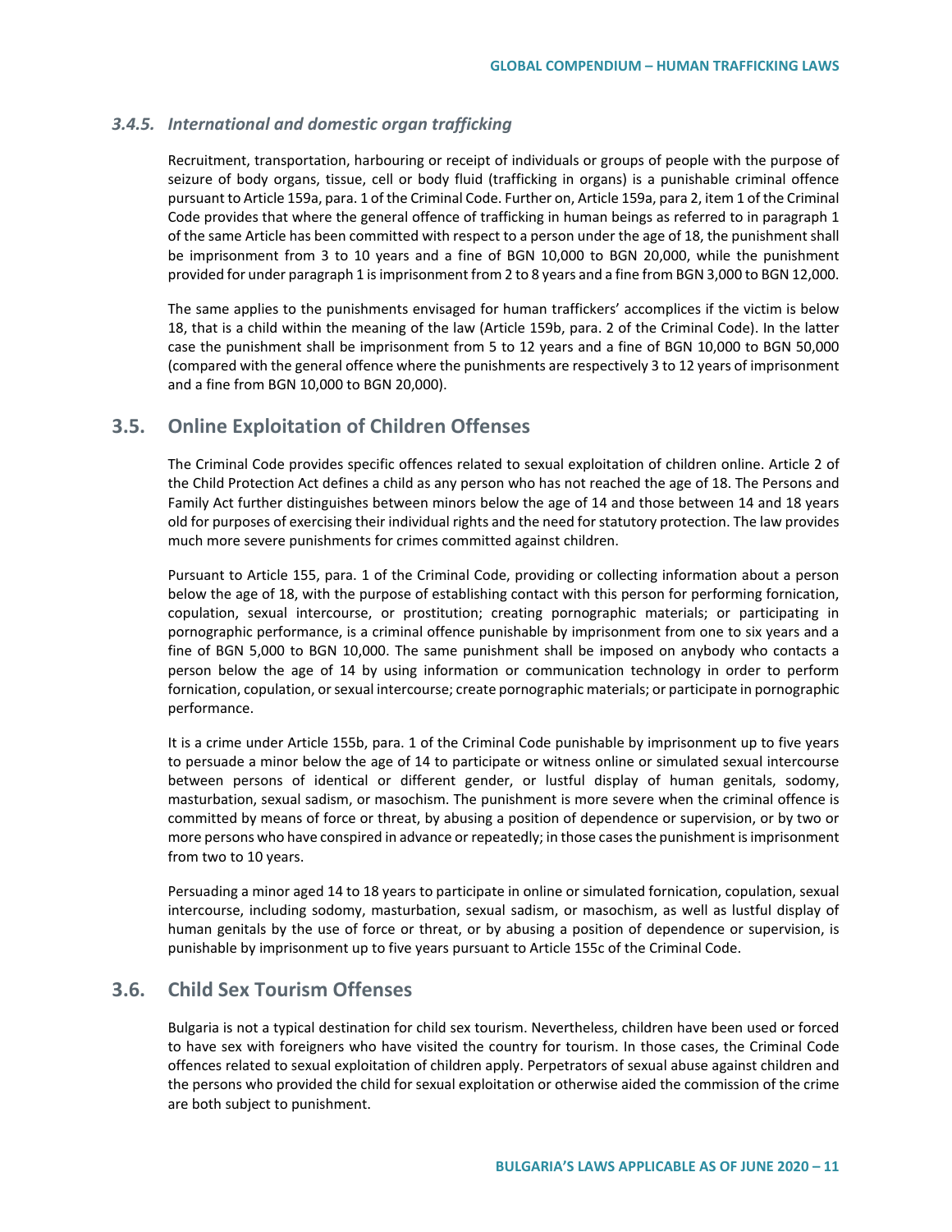#### *3.4.5. International and domestic organ trafficking*

Recruitment, transportation, harbouring or receipt of individuals or groups of people with the purpose of seizure of body organs, tissue, cell or body fluid (trafficking in organs) is a punishable criminal offence pursuant to Article 159a, para. 1 of the Criminal Code. Further on, Article 159a, para 2, item 1 of the Criminal Code provides that where the general offence of trafficking in human beings as referred to in paragraph 1 of the same Article has been committed with respect to a person under the age of 18, the punishment shall be imprisonment from 3 to 10 years and a fine of BGN 10,000 to BGN 20,000, while the punishment provided for under paragraph 1 is imprisonment from 2 to 8 years and a fine from BGN 3,000 to BGN 12,000.

The same applies to the punishments envisaged for human traffickers' accomplices if the victim is below 18, that is a child within the meaning of the law (Article 159b, para. 2 of the Criminal Code). In the latter case the punishment shall be imprisonment from 5 to 12 years and a fine of BGN 10,000 to BGN 50,000 (compared with the general offence where the punishments are respectively 3 to 12 years of imprisonment and a fine from BGN 10,000 to BGN 20,000).

## 3.5. Online Exploitation of Children Offenses

The Criminal Code provides specific offences related to sexual exploitation of children online. Article 2 of the Child Protection Act defines a child as any person who has not reached the age of 18. The Persons and Family Act further distinguishes between minors below the age of 14 and those between 14 and 18 years old for purposes of exercising their individual rights and the need for statutory protection. The law provides much more severe punishments for crimes committed against children.

Pursuant to Article 155, para. 1 of the Criminal Code, providing or collecting information about a person below the age of 18, with the purpose of establishing contact with this person for performing fornication, copulation, sexual intercourse, or prostitution; creating pornographic materials; or participating in pornographic performance, is a criminal offence punishable by imprisonment from one to six years and a fine of BGN 5,000 to BGN 10,000. The same punishment shall be imposed on anybody who contacts a person below the age of 14 by using information or communication technology in order to perform fornication, copulation, or sexual intercourse; create pornographic materials; or participate in pornographic performance.

It is a crime under Article 155b, para. 1 of the Criminal Code punishable by imprisonment up to five years to persuade a minor below the age of 14 to participate or witness online or simulated sexual intercourse between persons of identical or different gender, or lustful display of human genitals, sodomy, masturbation, sexual sadism, or masochism. The punishment is more severe when the criminal offence is committed by means of force or threat, by abusing a position of dependence or supervision, or by two or more persons who have conspired in advance or repeatedly; in those cases the punishment is imprisonment from two to 10 years.

Persuading a minor aged 14 to 18 years to participate in online or simulated fornication, copulation, sexual intercourse, including sodomy, masturbation, sexual sadism, or masochism, as well as lustful display of human genitals by the use of force or threat, or by abusing a position of dependence or supervision, is punishable by imprisonment up to five years pursuant to Article 155c of the Criminal Code.

## 3.6. Child Sex Tourism Offenses

Bulgaria is not a typical destination for child sex tourism. Nevertheless, children have been used or forced to have sex with foreigners who have visited the country for tourism. In those cases, the Criminal Code offences related to sexual exploitation of children apply. Perpetrators of sexual abuse against children and the persons who provided the child for sexual exploitation or otherwise aided the commission of the crime are both subject to punishment.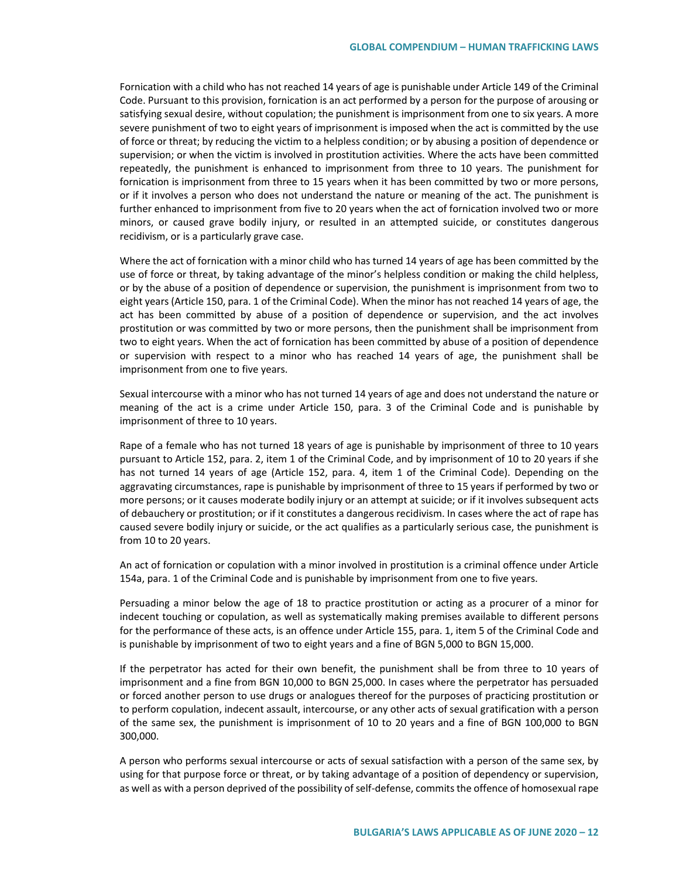Fornication with a child who has not reached 14 years of age is punishable under Article 149 of the Criminal Code. Pursuant to this provision, fornication is an act performed by a person for the purpose of arousing or satisfying sexual desire, without copulation; the punishment is imprisonment from one to six years. A more severe punishment of two to eight years of imprisonment is imposed when the act is committed by the use of force or threat; by reducing the victim to a helpless condition; or by abusing a position of dependence or supervision; or when the victim is involved in prostitution activities. Where the acts have been committed repeatedly, the punishment is enhanced to imprisonment from three to 10 years. The punishment for fornication is imprisonment from three to 15 years when it has been committed by two or more persons, or if it involves a person who does not understand the nature or meaning of the act. The punishment is further enhanced to imprisonment from five to 20 years when the act of fornication involved two or more minors, or caused grave bodily injury, or resulted in an attempted suicide, or constitutes dangerous recidivism, or is a particularly grave case.

Where the act of fornication with a minor child who has turned 14 years of age has been committed by the use of force or threat, by taking advantage of the minor's helpless condition or making the child helpless, or by the abuse of a position of dependence or supervision, the punishment is imprisonment from two to eight years (Article 150, para. 1 of the Criminal Code). When the minor has not reached 14 years of age, the act has been committed by abuse of a position of dependence or supervision, and the act involves prostitution or was committed by two or more persons, then the punishment shall be imprisonment from two to eight years. When the act of fornication has been committed by abuse of a position of dependence or supervision with respect to a minor who has reached 14 years of age, the punishment shall be imprisonment from one to five years.

Sexual intercourse with a minor who has not turned 14 years of age and does not understand the nature or meaning of the act is a crime under Article 150, para. 3 of the Criminal Code and is punishable by imprisonment of three to 10 years.

Rape of a female who has not turned 18 years of age is punishable by imprisonment of three to 10 years pursuant to Article 152, para. 2, item 1 of the Criminal Code, and by imprisonment of 10 to 20 years if she has not turned 14 years of age (Article 152, para. 4, item 1 of the Criminal Code). Depending on the aggravating circumstances, rape is punishable by imprisonment of three to 15 years if performed by two or more persons; or it causes moderate bodily injury or an attempt at suicide; or if it involves subsequent acts of debauchery or prostitution; or if it constitutes a dangerous recidivism. In cases where the act of rape has caused severe bodily injury or suicide, or the act qualifies as a particularly serious case, the punishment is from 10 to 20 years.

An act of fornication or copulation with a minor involved in prostitution is a criminal offence under Article 154a, para. 1 of the Criminal Code and is punishable by imprisonment from one to five years.

Persuading a minor below the age of 18 to practice prostitution or acting as a procurer of a minor for indecent touching or copulation, as well as systematically making premises available to different persons for the performance of these acts, is an offence under Article 155, para. 1, item 5 of the Criminal Code and is punishable by imprisonment of two to eight years and a fine of BGN 5,000 to BGN 15,000.

If the perpetrator has acted for their own benefit, the punishment shall be from three to 10 years of imprisonment and a fine from BGN 10,000 to BGN 25,000. In cases where the perpetrator has persuaded or forced another person to use drugs or analogues thereof for the purposes of practicing prostitution or to perform copulation, indecent assault, intercourse, or any other acts of sexual gratification with a person of the same sex, the punishment is imprisonment of 10 to 20 years and a fine of BGN 100,000 to BGN 300,000.

A person who performs sexual intercourse or acts of sexual satisfaction with a person of the same sex, by using for that purpose force or threat, or by taking advantage of a position of dependency or supervision, as well as with a person deprived of the possibility of self-defense, commits the offence of homosexual rape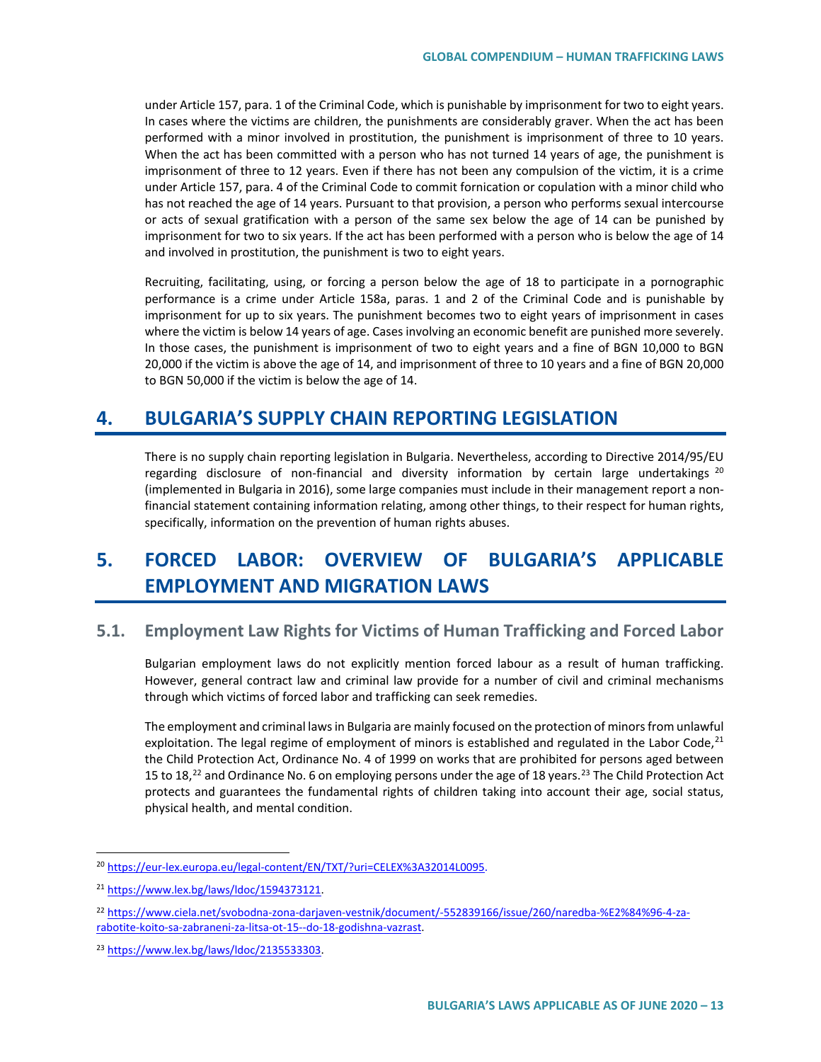under Article 157, para. 1 of the Criminal Code, which is punishable by imprisonment for two to eight years. In cases where the victims are children, the punishments are considerably graver. When the act has been performed with a minor involved in prostitution, the punishment is imprisonment of three to 10 years. When the act has been committed with a person who has not turned 14 years of age, the punishment is imprisonment of three to 12 years. Even if there has not been any compulsion of the victim, it is a crime under Article 157, para. 4 of the Criminal Code to commit fornication or copulation with a minor child who has not reached the age of 14 years. Pursuant to that provision, a person who performs sexual intercourse or acts of sexual gratification with a person of the same sex below the age of 14 can be punished by imprisonment for two to six years. If the act has been performed with a person who is below the age of 14 and involved in prostitution, the punishment is two to eight years.

Recruiting, facilitating, using, or forcing a person below the age of 18 to participate in a pornographic performance is a crime under Article 158a, paras. 1 and 2 of the Criminal Code and is punishable by imprisonment for up to six years. The punishment becomes two to eight years of imprisonment in cases where the victim is below 14 years of age. Cases involving an economic benefit are punished more severely. In those cases, the punishment is imprisonment of two to eight years and a fine of BGN 10,000 to BGN 20,000 if the victim is above the age of 14, and imprisonment of three to 10 years and a fine of BGN 20,000 to BGN 50,000 if the victim is below the age of 14.

# 4. BULGARIA'S SUPPLY CHAIN REPORTING LEGISLATION

There is no supply chain reporting legislation in Bulgaria. Nevertheless, according to Directive 2014/95/EU regarding disclosure of non-financial and diversity information by certain large undertakings [20] (implemented in Bulgaria in 2016), some large companies must include in their management report a non-financial statement containing information relating, among other things, to their respect for human rights, specifically, information on the prevention of human rights abuses.

# 5. FORCED LABOR: OVERVIEW OF BULGARIA'S APPLICABLE EMPLOYMENT AND MIGRATION LAWS

## 5.1. Employment Law Rights for Victims of Human Trafficking and Forced Labor

Bulgarian employment laws do not explicitly mention forced labour as a result of human trafficking. However, general contract law and criminal law provide for a number of civil and criminal mechanisms through which victims of forced labor and trafficking can seek remedies.

The employment and criminal laws in Bulgaria are mainly focused on the protection of minors from unlawful exploitation. The legal regime of employment of minors is established and regulated in the Labor Code,[21] the Child Protection Act, Ordinance No. 4 of 1999 on works that are prohibited for persons aged between 15 to 18,[22] and Ordinance No. 6 on employing persons under the age of 18 years.[23] The Child Protection Act protects and guarantees the fundamental rights of children taking into account their age, social status, physical health, and mental condition.

---

[20] https://eur-lex.europa.eu/legal-content/EN/TXT/?uri=CELEX%3A32014L0095.

[21] https://www.lex.bg/laws/ldoc/1594373121.

[22] https://www.ciela.net/svobodna-zona-darjaven-vestnik/document/-552839166/issue/260/naredba-%E2%84%96-4-za-rabotite-koito-sa-zabraneni-za-litsa-ot-15--do-18-godishna-vazrast.

[23] https://www.lex.bg/laws/ldoc/2135533303.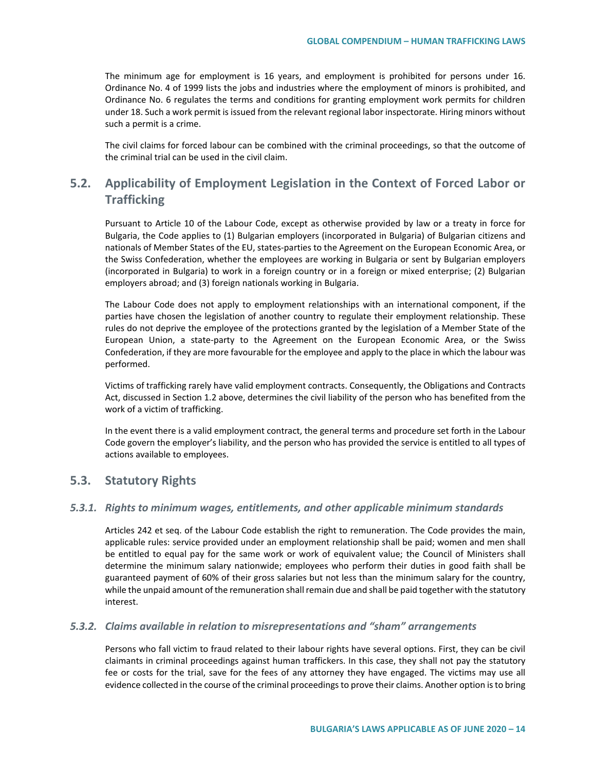The minimum age for employment is 16 years, and employment is prohibited for persons under 16. Ordinance No. 4 of 1999 lists the jobs and industries where the employment of minors is prohibited, and Ordinance No. 6 regulates the terms and conditions for granting employment work permits for children under 18. Such a work permit is issued from the relevant regional labor inspectorate. Hiring minors without such a permit is a crime.

The civil claims for forced labour can be combined with the criminal proceedings, so that the outcome of the criminal trial can be used in the civil claim.

## 5.2. Applicability of Employment Legislation in the Context of Forced Labor or Trafficking

Pursuant to Article 10 of the Labour Code, except as otherwise provided by law or a treaty in force for Bulgaria, the Code applies to (1) Bulgarian employers (incorporated in Bulgaria) of Bulgarian citizens and nationals of Member States of the EU, states-parties to the Agreement on the European Economic Area, or the Swiss Confederation, whether the employees are working in Bulgaria or sent by Bulgarian employers (incorporated in Bulgaria) to work in a foreign country or in a foreign or mixed enterprise; (2) Bulgarian employers abroad; and (3) foreign nationals working in Bulgaria.

The Labour Code does not apply to employment relationships with an international component, if the parties have chosen the legislation of another country to regulate their employment relationship. These rules do not deprive the employee of the protections granted by the legislation of a Member State of the European Union, a state-party to the Agreement on the European Economic Area, or the Swiss Confederation, if they are more favourable for the employee and apply to the place in which the labour was performed.

Victims of trafficking rarely have valid employment contracts. Consequently, the Obligations and Contracts Act, discussed in Section 1.2 above, determines the civil liability of the person who has benefited from the work of a victim of trafficking.

In the event there is a valid employment contract, the general terms and procedure set forth in the Labour Code govern the employer's liability, and the person who has provided the service is entitled to all types of actions available to employees.

## 5.3. Statutory Rights

### *5.3.1. Rights to minimum wages, entitlements, and other applicable minimum standards*

Articles 242 et seq. of the Labour Code establish the right to remuneration. The Code provides the main, applicable rules: service provided under an employment relationship shall be paid; women and men shall be entitled to equal pay for the same work or work of equivalent value; the Council of Ministers shall determine the minimum salary nationwide; employees who perform their duties in good faith shall be guaranteed payment of 60% of their gross salaries but not less than the minimum salary for the country, while the unpaid amount of the remuneration shall remain due and shall be paid together with the statutory interest.

### *5.3.2. Claims available in relation to misrepresentations and "sham" arrangements*

Persons who fall victim to fraud related to their labour rights have several options. First, they can be civil claimants in criminal proceedings against human traffickers. In this case, they shall not pay the statutory fee or costs for the trial, save for the fees of any attorney they have engaged. The victims may use all evidence collected in the course of the criminal proceedings to prove their claims. Another option is to bring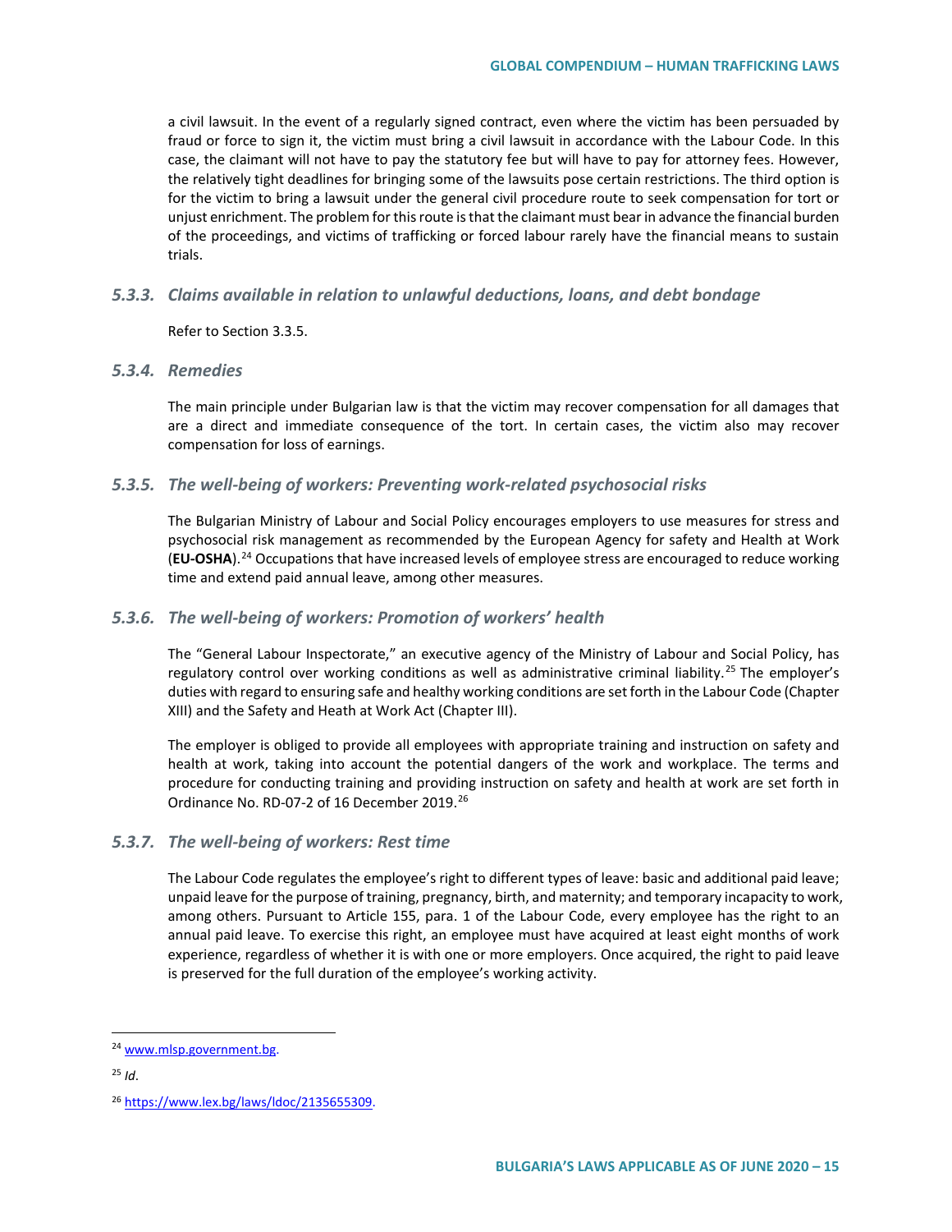a civil lawsuit. In the event of a regularly signed contract, even where the victim has been persuaded by fraud or force to sign it, the victim must bring a civil lawsuit in accordance with the Labour Code. In this case, the claimant will not have to pay the statutory fee but will have to pay for attorney fees. However, the relatively tight deadlines for bringing some of the lawsuits pose certain restrictions. The third option is for the victim to bring a lawsuit under the general civil procedure route to seek compensation for tort or unjust enrichment. The problem for this route is that the claimant must bear in advance the financial burden of the proceedings, and victims of trafficking or forced labour rarely have the financial means to sustain trials.

### *5.3.3. Claims available in relation to unlawful deductions, loans, and debt bondage*

Refer to Section 3.3.5.

### *5.3.4. Remedies*

The main principle under Bulgarian law is that the victim may recover compensation for all damages that are a direct and immediate consequence of the tort. In certain cases, the victim also may recover compensation for loss of earnings.

### *5.3.5. The well-being of workers: Preventing work-related psychosocial risks*

The Bulgarian Ministry of Labour and Social Policy encourages employers to use measures for stress and psychosocial risk management as recommended by the European Agency for safety and Health at Work (**EU-OSHA**).[24] Occupations that have increased levels of employee stress are encouraged to reduce working time and extend paid annual leave, among other measures.

### *5.3.6. The well-being of workers: Promotion of workers' health*

The "General Labour Inspectorate," an executive agency of the Ministry of Labour and Social Policy, has regulatory control over working conditions as well as administrative criminal liability.[25] The employer's duties with regard to ensuring safe and healthy working conditions are set forth in the Labour Code (Chapter XIII) and the Safety and Heath at Work Act (Chapter III).

The employer is obliged to provide all employees with appropriate training and instruction on safety and health at work, taking into account the potential dangers of the work and workplace. The terms and procedure for conducting training and providing instruction on safety and health at work are set forth in Ordinance No. RD-07-2 of 16 December 2019.[26]

### *5.3.7. The well-being of workers: Rest time*

The Labour Code regulates the employee's right to different types of leave: basic and additional paid leave; unpaid leave for the purpose of training, pregnancy, birth, and maternity; and temporary incapacity to work, among others. Pursuant to Article 155, para. 1 of the Labour Code, every employee has the right to an annual paid leave. To exercise this right, an employee must have acquired at least eight months of work experience, regardless of whether it is with one or more employers. Once acquired, the right to paid leave is preserved for the full duration of the employee's working activity.

---

[24] www.mlsp.government.bg.

[25] *Id*.

[26] https://www.lex.bg/laws/ldoc/2135655309.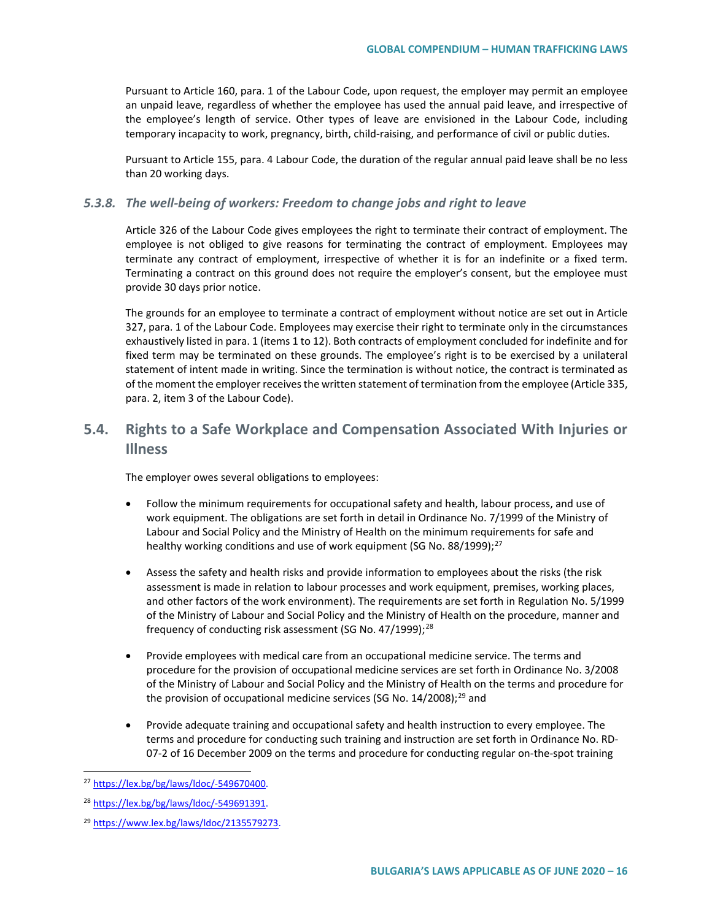Pursuant to Article 160, para. 1 of the Labour Code, upon request, the employer may permit an employee an unpaid leave, regardless of whether the employee has used the annual paid leave, and irrespective of the employee's length of service. Other types of leave are envisioned in the Labour Code, including temporary incapacity to work, pregnancy, birth, child-raising, and performance of civil or public duties.

Pursuant to Article 155, para. 4 Labour Code, the duration of the regular annual paid leave shall be no less than 20 working days.

### *5.3.8. The well-being of workers: Freedom to change jobs and right to leave*

Article 326 of the Labour Code gives employees the right to terminate their contract of employment. The employee is not obliged to give reasons for terminating the contract of employment. Employees may terminate any contract of employment, irrespective of whether it is for an indefinite or a fixed term. Terminating a contract on this ground does not require the employer's consent, but the employee must provide 30 days prior notice.

The grounds for an employee to terminate a contract of employment without notice are set out in Article 327, para. 1 of the Labour Code. Employees may exercise their right to terminate only in the circumstances exhaustively listed in para. 1 (items 1 to 12). Both contracts of employment concluded for indefinite and for fixed term may be terminated on these grounds. The employee's right is to be exercised by a unilateral statement of intent made in writing. Since the termination is without notice, the contract is terminated as of the moment the employer receives the written statement of termination from the employee (Article 335, para. 2, item 3 of the Labour Code).

## 5.4. Rights to a Safe Workplace and Compensation Associated With Injuries or Illness

The employer owes several obligations to employees:

- Follow the minimum requirements for occupational safety and health, labour process, and use of work equipment. The obligations are set forth in detail in Ordinance No. 7/1999 of the Ministry of Labour and Social Policy and the Ministry of Health on the minimum requirements for safe and healthy working conditions and use of work equipment (SG No. 88/1999);[27]

- Assess the safety and health risks and provide information to employees about the risks (the risk assessment is made in relation to labour processes and work equipment, premises, working places, and other factors of the work environment). The requirements are set forth in Regulation No. 5/1999 of the Ministry of Labour and Social Policy and the Ministry of Health on the procedure, manner and frequency of conducting risk assessment (SG No. 47/1999);[28]

- Provide employees with medical care from an occupational medicine service. The terms and procedure for the provision of occupational medicine services are set forth in Ordinance No. 3/2008 of the Ministry of Labour and Social Policy and the Ministry of Health on the terms and procedure for the provision of occupational medicine services (SG No. 14/2008);[29] and

- Provide adequate training and occupational safety and health instruction to every employee. The terms and procedure for conducting such training and instruction are set forth in Ordinance No. RD-07-2 of 16 December 2009 on the terms and procedure for conducting regular on-the-spot training

---

[27] https://lex.bg/bg/laws/ldoc/-549670400.

[28] https://lex.bg/bg/laws/ldoc/-549691391.

[29] https://www.lex.bg/laws/ldoc/2135579273.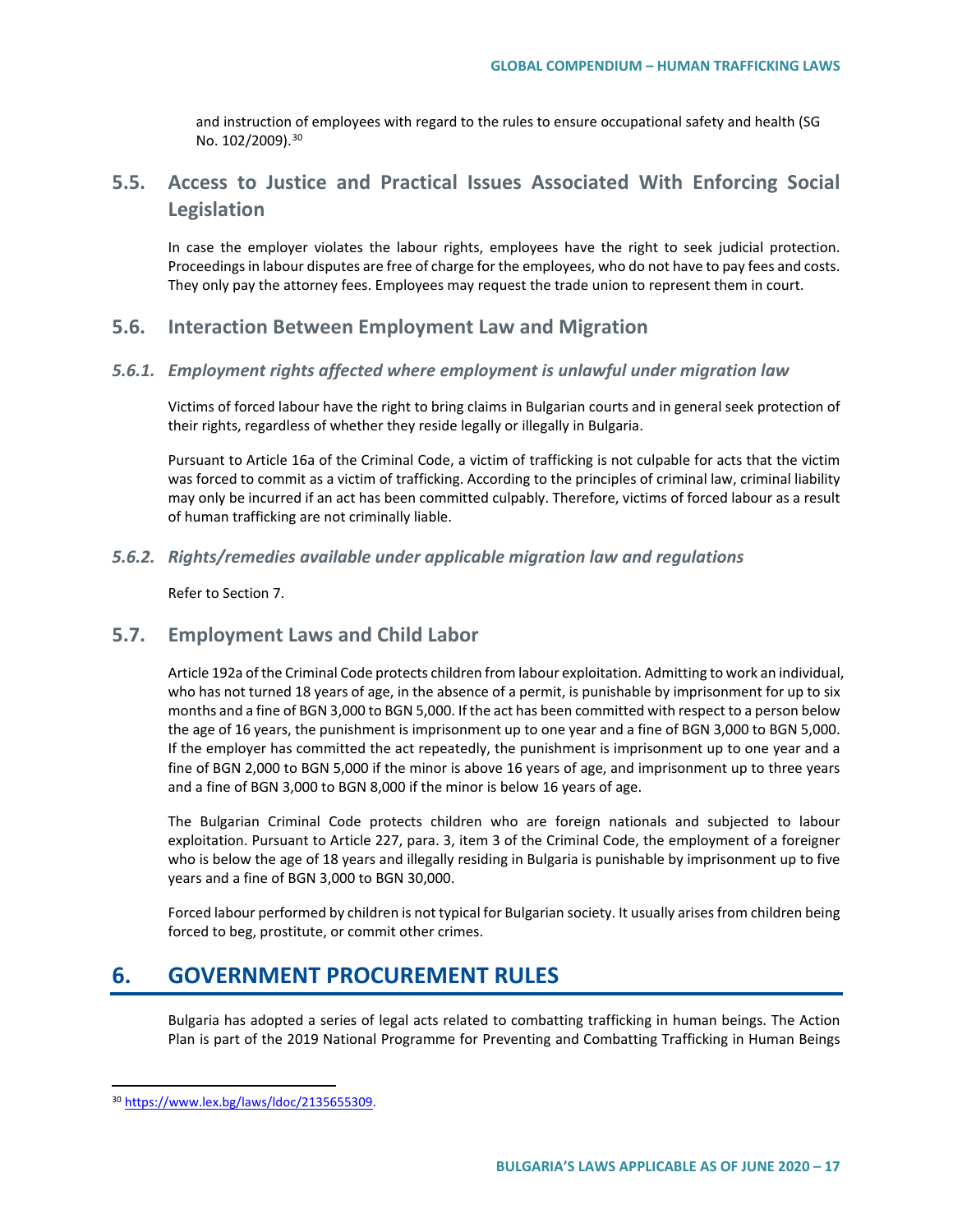and instruction of employees with regard to the rules to ensure occupational safety and health (SG No. 102/2009).[30]

## 5.5. Access to Justice and Practical Issues Associated With Enforcing Social Legislation

In case the employer violates the labour rights, employees have the right to seek judicial protection. Proceedings in labour disputes are free of charge for the employees, who do not have to pay fees and costs. They only pay the attorney fees. Employees may request the trade union to represent them in court.

## 5.6. Interaction Between Employment Law and Migration

### *5.6.1. Employment rights affected where employment is unlawful under migration law*

Victims of forced labour have the right to bring claims in Bulgarian courts and in general seek protection of their rights, regardless of whether they reside legally or illegally in Bulgaria.

Pursuant to Article 16a of the Criminal Code, a victim of trafficking is not culpable for acts that the victim was forced to commit as a victim of trafficking. According to the principles of criminal law, criminal liability may only be incurred if an act has been committed culpably. Therefore, victims of forced labour as a result of human trafficking are not criminally liable.

### *5.6.2. Rights/remedies available under applicable migration law and regulations*

Refer to Section 7.

## 5.7. Employment Laws and Child Labor

Article 192a of the Criminal Code protects children from labour exploitation. Admitting to work an individual, who has not turned 18 years of age, in the absence of a permit, is punishable by imprisonment for up to six months and a fine of BGN 3,000 to BGN 5,000. If the act has been committed with respect to a person below the age of 16 years, the punishment is imprisonment up to one year and a fine of BGN 3,000 to BGN 5,000. If the employer has committed the act repeatedly, the punishment is imprisonment up to one year and a fine of BGN 2,000 to BGN 5,000 if the minor is above 16 years of age, and imprisonment up to three years and a fine of BGN 3,000 to BGN 8,000 if the minor is below 16 years of age.

The Bulgarian Criminal Code protects children who are foreign nationals and subjected to labour exploitation. Pursuant to Article 227, para. 3, item 3 of the Criminal Code, the employment of a foreigner who is below the age of 18 years and illegally residing in Bulgaria is punishable by imprisonment up to five years and a fine of BGN 3,000 to BGN 30,000.

Forced labour performed by children is not typical for Bulgarian society. It usually arises from children being forced to beg, prostitute, or commit other crimes.

# 6. GOVERNMENT PROCUREMENT RULES

Bulgaria has adopted a series of legal acts related to combatting trafficking in human beings. The Action Plan is part of the 2019 National Programme for Preventing and Combatting Trafficking in Human Beings

---

[30] https://www.lex.bg/laws/ldoc/2135655309.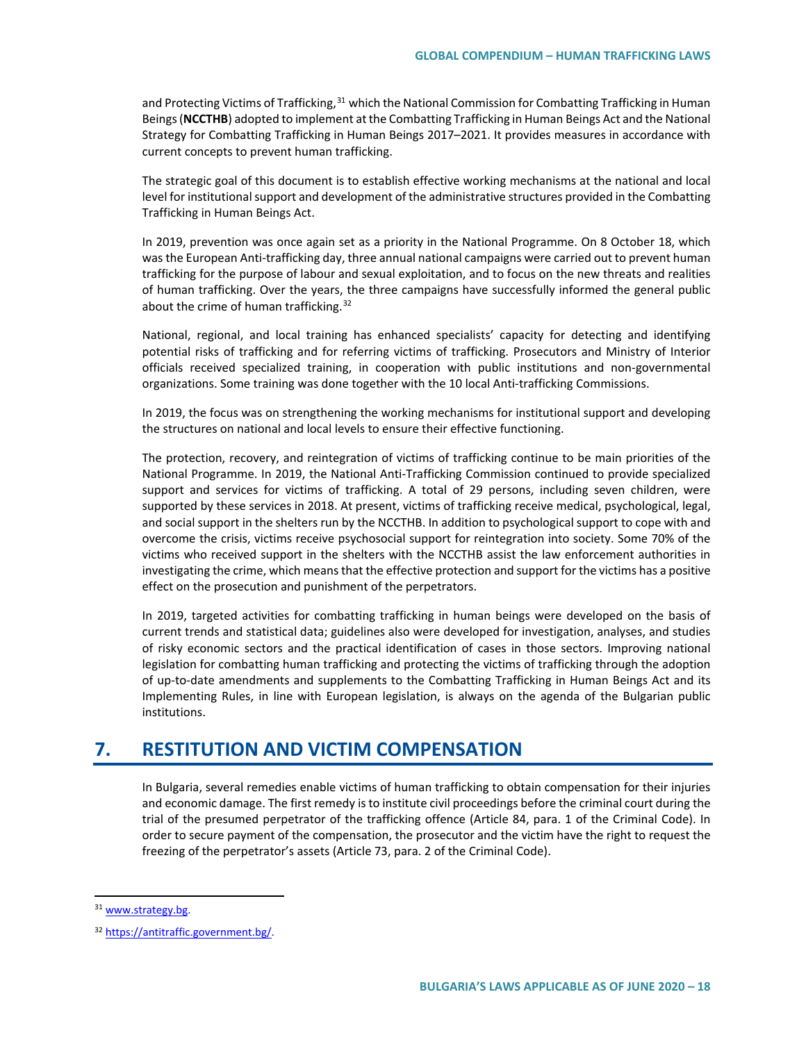and Protecting Victims of Trafficking,[31] which the National Commission for Combatting Trafficking in Human Beings (**NCCTHB**) adopted to implement at the Combatting Trafficking in Human Beings Act and the National Strategy for Combatting Trafficking in Human Beings 2017–2021. It provides measures in accordance with current concepts to prevent human trafficking.

The strategic goal of this document is to establish effective working mechanisms at the national and local level for institutional support and development of the administrative structures provided in the Combatting Trafficking in Human Beings Act.

In 2019, prevention was once again set as a priority in the National Programme. On 8 October 18, which was the European Anti-trafficking day, three annual national campaigns were carried out to prevent human trafficking for the purpose of labour and sexual exploitation, and to focus on the new threats and realities of human trafficking. Over the years, the three campaigns have successfully informed the general public about the crime of human trafficking.[32]

National, regional, and local training has enhanced specialists' capacity for detecting and identifying potential risks of trafficking and for referring victims of trafficking. Prosecutors and Ministry of Interior officials received specialized training, in cooperation with public institutions and non-governmental organizations. Some training was done together with the 10 local Anti-trafficking Commissions.

In 2019, the focus was on strengthening the working mechanisms for institutional support and developing the structures on national and local levels to ensure their effective functioning.

The protection, recovery, and reintegration of victims of trafficking continue to be main priorities of the National Programme. In 2019, the National Anti-Trafficking Commission continued to provide specialized support and services for victims of trafficking. A total of 29 persons, including seven children, were supported by these services in 2018. At present, victims of trafficking receive medical, psychological, legal, and social support in the shelters run by the NCCTHB. In addition to psychological support to cope with and overcome the crisis, victims receive psychosocial support for reintegration into society. Some 70% of the victims who received support in the shelters with the NCCTHB assist the law enforcement authorities in investigating the crime, which means that the effective protection and support for the victims has a positive effect on the prosecution and punishment of the perpetrators.

In 2019, targeted activities for combatting trafficking in human beings were developed on the basis of current trends and statistical data; guidelines also were developed for investigation, analyses, and studies of risky economic sectors and the practical identification of cases in those sectors. Improving national legislation for combatting human trafficking and protecting the victims of trafficking through the adoption of up-to-date amendments and supplements to the Combatting Trafficking in Human Beings Act and its Implementing Rules, in line with European legislation, is always on the agenda of the Bulgarian public institutions.

## 7. RESTITUTION AND VICTIM COMPENSATION

In Bulgaria, several remedies enable victims of human trafficking to obtain compensation for their injuries and economic damage. The first remedy is to institute civil proceedings before the criminal court during the trial of the presumed perpetrator of the trafficking offence (Article 84, para. 1 of the Criminal Code). In order to secure payment of the compensation, the prosecutor and the victim have the right to request the freezing of the perpetrator's assets (Article 73, para. 2 of the Criminal Code).

---

[31] www.strategy.bg.

[32] https://antitraffic.government.bg/.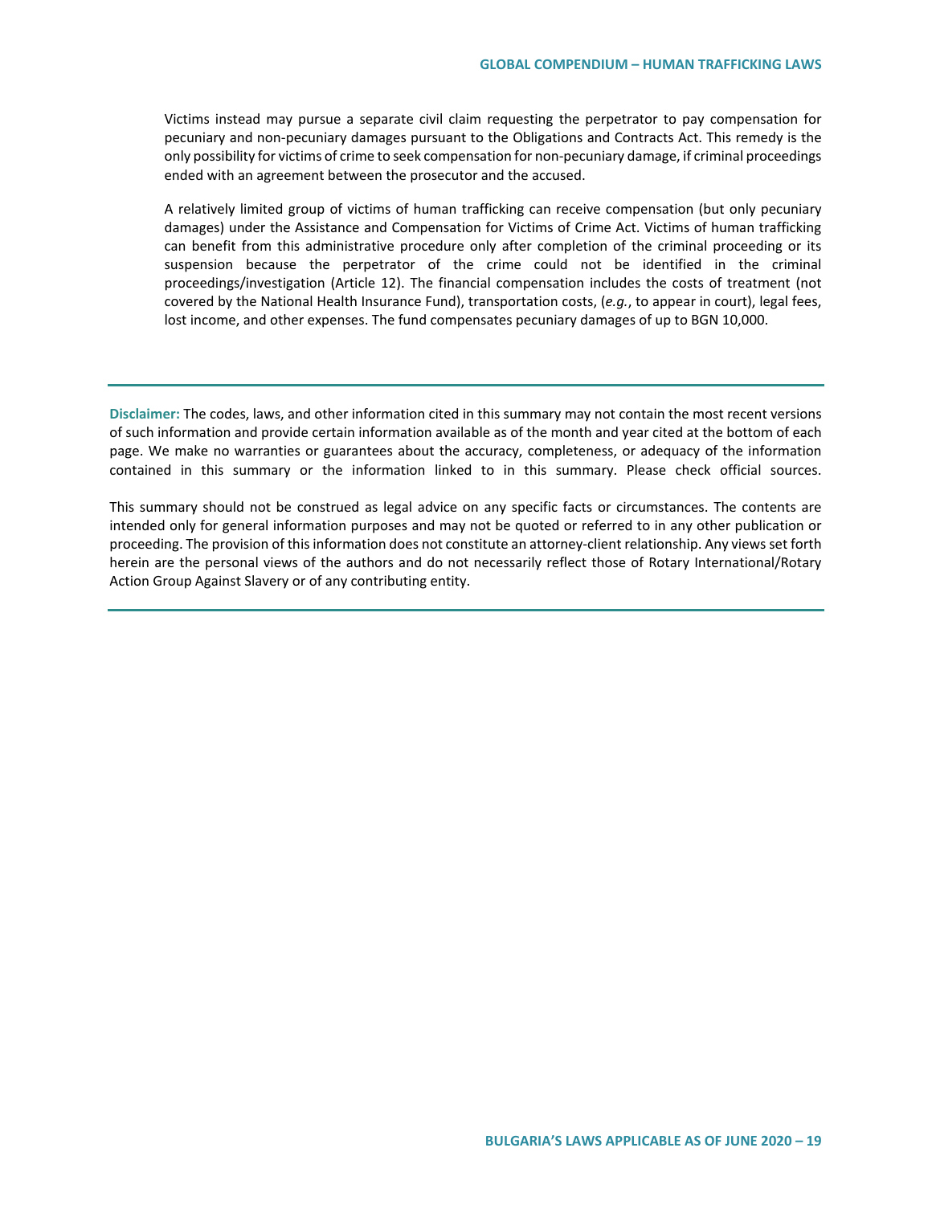Victims instead may pursue a separate civil claim requesting the perpetrator to pay compensation for pecuniary and non-pecuniary damages pursuant to the Obligations and Contracts Act. This remedy is the only possibility for victims of crime to seek compensation for non-pecuniary damage, if criminal proceedings ended with an agreement between the prosecutor and the accused.

A relatively limited group of victims of human trafficking can receive compensation (but only pecuniary damages) under the Assistance and Compensation for Victims of Crime Act. Victims of human trafficking can benefit from this administrative procedure only after completion of the criminal proceeding or its suspension because the perpetrator of the crime could not be identified in the criminal proceedings/investigation (Article 12). The financial compensation includes the costs of treatment (not covered by the National Health Insurance Fund), transportation costs, (*e.g.*, to appear in court), legal fees, lost income, and other expenses. The fund compensates pecuniary damages of up to BGN 10,000.

---

**Disclaimer:** The codes, laws, and other information cited in this summary may not contain the most recent versions of such information and provide certain information available as of the month and year cited at the bottom of each page. We make no warranties or guarantees about the accuracy, completeness, or adequacy of the information contained in this summary or the information linked to in this summary. Please check official sources.

This summary should not be construed as legal advice on any specific facts or circumstances. The contents are intended only for general information purposes and may not be quoted or referred to in any other publication or proceeding. The provision of this information does not constitute an attorney-client relationship. Any views set forth herein are the personal views of the authors and do not necessarily reflect those of Rotary International/Rotary Action Group Against Slavery or of any contributing entity.

---